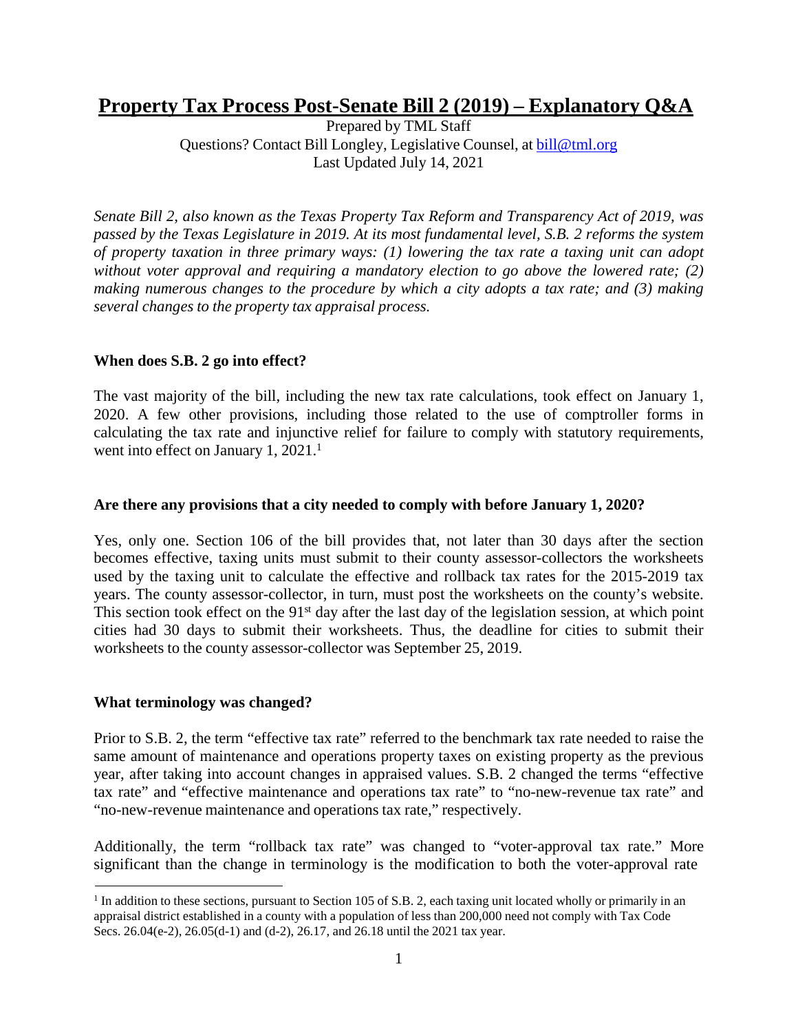# Property Tax Process Post-Senate Bill 2 (2019) – Explanatory Q&A

Prepared by TML Staff
Questions? Contact Bill Longley, Legislative Counsel, at bill@tml.org
Last Updated July 14, 2021

*Senate Bill 2, also known as the Texas Property Tax Reform and Transparency Act of 2019, was passed by the Texas Legislature in 2019. At its most fundamental level, S.B. 2 reforms the system of property taxation in three primary ways: (1) lowering the tax rate a taxing unit can adopt without voter approval and requiring a mandatory election to go above the lowered rate; (2) making numerous changes to the procedure by which a city adopts a tax rate; and (3) making several changes to the property tax appraisal process.*

**When does S.B. 2 go into effect?**

The vast majority of the bill, including the new tax rate calculations, took effect on January 1, 2020. A few other provisions, including those related to the use of comptroller forms in calculating the tax rate and injunctive relief for failure to comply with statutory requirements, went into effect on January 1, 2021.[1]

**Are there any provisions that a city needed to comply with before January 1, 2020?**

Yes, only one. Section 106 of the bill provides that, not later than 30 days after the section becomes effective, taxing units must submit to their county assessor-collectors the worksheets used by the taxing unit to calculate the effective and rollback tax rates for the 2015-2019 tax years. The county assessor-collector, in turn, must post the worksheets on the county's website. This section took effect on the 91st day after the last day of the legislation session, at which point cities had 30 days to submit their worksheets. Thus, the deadline for cities to submit their worksheets to the county assessor-collector was September 25, 2019.

**What terminology was changed?**

Prior to S.B. 2, the term "effective tax rate" referred to the benchmark tax rate needed to raise the same amount of maintenance and operations property taxes on existing property as the previous year, after taking into account changes in appraised values. S.B. 2 changed the terms "effective tax rate" and "effective maintenance and operations tax rate" to "no-new-revenue tax rate" and "no-new-revenue maintenance and operations tax rate," respectively.

Additionally, the term "rollback tax rate" was changed to "voter-approval tax rate." More significant than the change in terminology is the modification to both the voter-approval rate

---

[1] In addition to these sections, pursuant to Section 105 of S.B. 2, each taxing unit located wholly or primarily in an appraisal district established in a county with a population of less than 200,000 need not comply with Tax Code Secs. 26.04(e-2), 26.05(d-1) and (d-2), 26.17, and 26.18 until the 2021 tax year.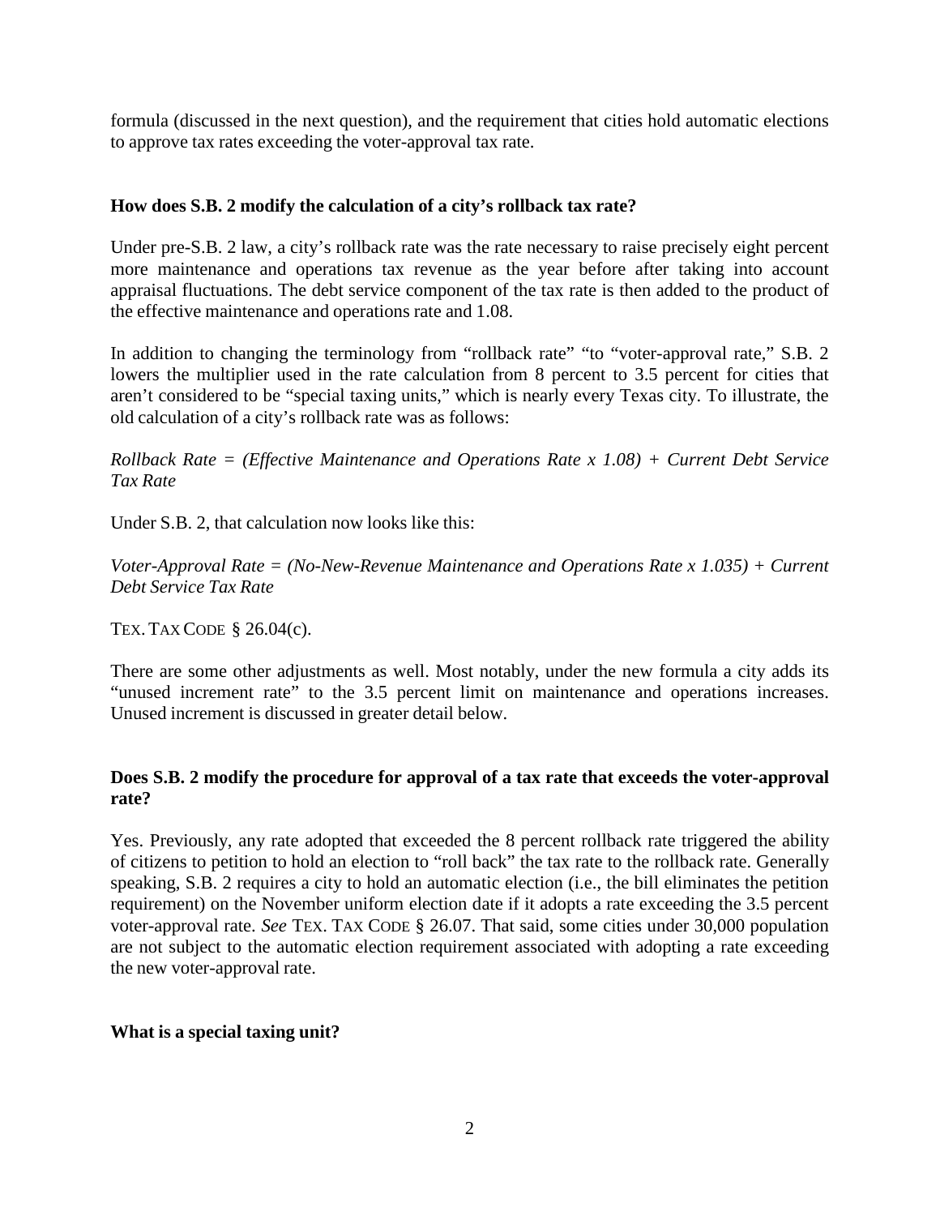formula (discussed in the next question), and the requirement that cities hold automatic elections to approve tax rates exceeding the voter-approval tax rate.

**How does S.B. 2 modify the calculation of a city's rollback tax rate?**

Under pre-S.B. 2 law, a city's rollback rate was the rate necessary to raise precisely eight percent more maintenance and operations tax revenue as the year before after taking into account appraisal fluctuations. The debt service component of the tax rate is then added to the product of the effective maintenance and operations rate and 1.08.

In addition to changing the terminology from "rollback rate" "to "voter-approval rate," S.B. 2 lowers the multiplier used in the rate calculation from 8 percent to 3.5 percent for cities that aren't considered to be "special taxing units," which is nearly every Texas city. To illustrate, the old calculation of a city's rollback rate was as follows:

*Rollback Rate = (Effective Maintenance and Operations Rate x 1.08) + Current Debt Service Tax Rate*

Under S.B. 2, that calculation now looks like this:

*Voter-Approval Rate = (No-New-Revenue Maintenance and Operations Rate x 1.035) + Current Debt Service Tax Rate*

TEX. TAX CODE § 26.04(c).

There are some other adjustments as well. Most notably, under the new formula a city adds its "unused increment rate" to the 3.5 percent limit on maintenance and operations increases. Unused increment is discussed in greater detail below.

**Does S.B. 2 modify the procedure for approval of a tax rate that exceeds the voter-approval rate?**

Yes. Previously, any rate adopted that exceeded the 8 percent rollback rate triggered the ability of citizens to petition to hold an election to "roll back" the tax rate to the rollback rate. Generally speaking, S.B. 2 requires a city to hold an automatic election (i.e., the bill eliminates the petition requirement) on the November uniform election date if it adopts a rate exceeding the 3.5 percent voter-approval rate. *See* TEX. TAX CODE § 26.07. That said, some cities under 30,000 population are not subject to the automatic election requirement associated with adopting a rate exceeding the new voter-approval rate.

**What is a special taxing unit?**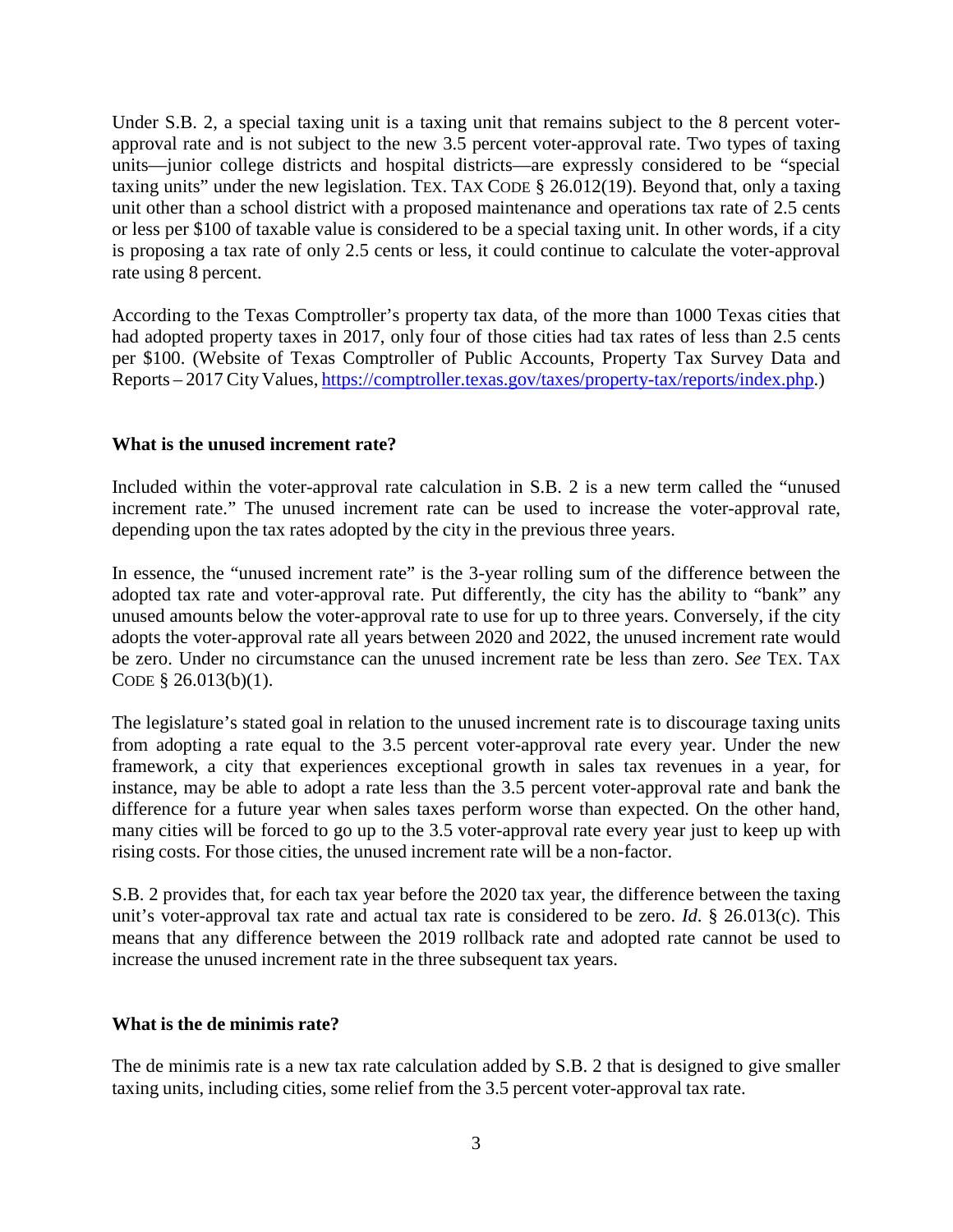Under S.B. 2, a special taxing unit is a taxing unit that remains subject to the 8 percent voter-approval rate and is not subject to the new 3.5 percent voter-approval rate. Two types of taxing units—junior college districts and hospital districts—are expressly considered to be "special taxing units" under the new legislation. TEX. TAX CODE § 26.012(19). Beyond that, only a taxing unit other than a school district with a proposed maintenance and operations tax rate of 2.5 cents or less per $100 of taxable value is considered to be a special taxing unit. In other words, if a city is proposing a tax rate of only 2.5 cents or less, it could continue to calculate the voter-approval rate using 8 percent.

According to the Texas Comptroller's property tax data, of the more than 1000 Texas cities that had adopted property taxes in 2017, only four of those cities had tax rates of less than 2.5 cents per $100. (Website of Texas Comptroller of Public Accounts, Property Tax Survey Data and Reports – 2017 City Values, https://comptroller.texas.gov/taxes/property-tax/reports/index.php.)

**What is the unused increment rate?**

Included within the voter-approval rate calculation in S.B. 2 is a new term called the "unused increment rate." The unused increment rate can be used to increase the voter-approval rate, depending upon the tax rates adopted by the city in the previous three years.

In essence, the "unused increment rate" is the 3-year rolling sum of the difference between the adopted tax rate and voter-approval rate. Put differently, the city has the ability to "bank" any unused amounts below the voter-approval rate to use for up to three years. Conversely, if the city adopts the voter-approval rate all years between 2020 and 2022, the unused increment rate would be zero. Under no circumstance can the unused increment rate be less than zero. *See* TEX. TAX CODE § 26.013(b)(1).

The legislature's stated goal in relation to the unused increment rate is to discourage taxing units from adopting a rate equal to the 3.5 percent voter-approval rate every year. Under the new framework, a city that experiences exceptional growth in sales tax revenues in a year, for instance, may be able to adopt a rate less than the 3.5 percent voter-approval rate and bank the difference for a future year when sales taxes perform worse than expected. On the other hand, many cities will be forced to go up to the 3.5 voter-approval rate every year just to keep up with rising costs. For those cities, the unused increment rate will be a non-factor.

S.B. 2 provides that, for each tax year before the 2020 tax year, the difference between the taxing unit's voter-approval tax rate and actual tax rate is considered to be zero. *Id*. § 26.013(c). This means that any difference between the 2019 rollback rate and adopted rate cannot be used to increase the unused increment rate in the three subsequent tax years.

**What is the de minimis rate?**

The de minimis rate is a new tax rate calculation added by S.B. 2 that is designed to give smaller taxing units, including cities, some relief from the 3.5 percent voter-approval tax rate.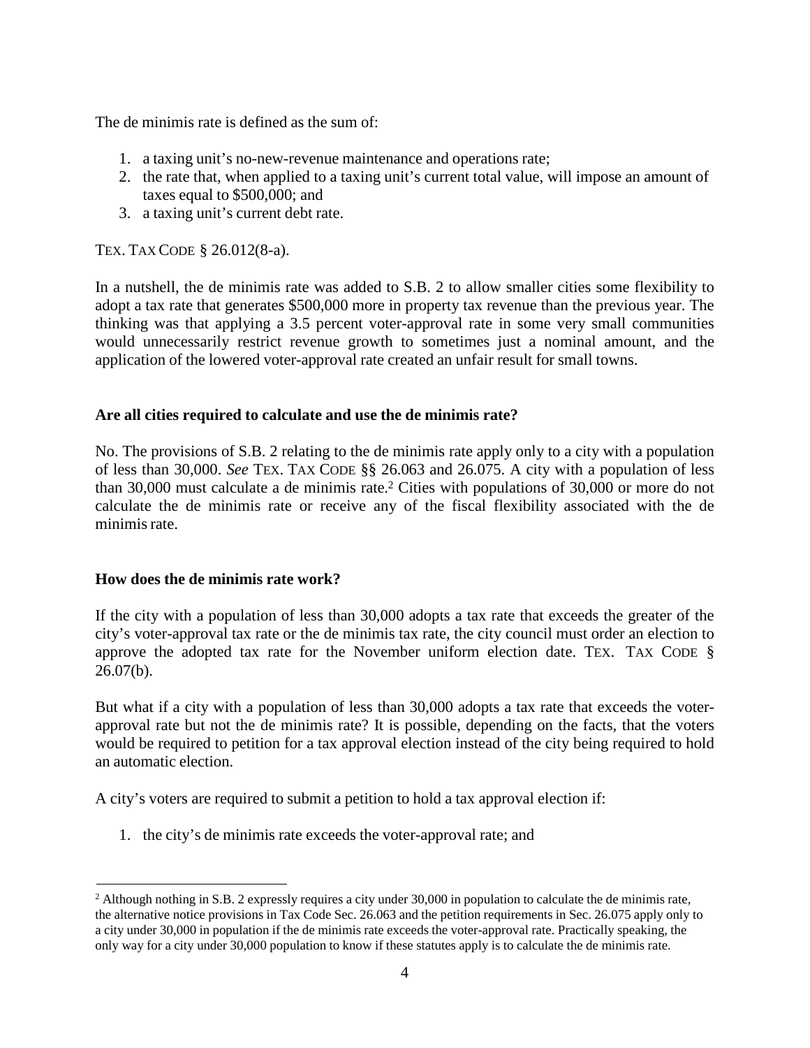The de minimis rate is defined as the sum of:

1. a taxing unit's no-new-revenue maintenance and operations rate;
2. the rate that, when applied to a taxing unit's current total value, will impose an amount of taxes equal to $500,000; and
3. a taxing unit's current debt rate.

TEX. TAX CODE § 26.012(8-a).

In a nutshell, the de minimis rate was added to S.B. 2 to allow smaller cities some flexibility to adopt a tax rate that generates $500,000 more in property tax revenue than the previous year. The thinking was that applying a 3.5 percent voter-approval rate in some very small communities would unnecessarily restrict revenue growth to sometimes just a nominal amount, and the application of the lowered voter-approval rate created an unfair result for small towns.

**Are all cities required to calculate and use the de minimis rate?**

No. The provisions of S.B. 2 relating to the de minimis rate apply only to a city with a population of less than 30,000. *See* TEX. TAX CODE §§ 26.063 and 26.075. A city with a population of less than 30,000 must calculate a de minimis rate.[2] Cities with populations of 30,000 or more do not calculate the de minimis rate or receive any of the fiscal flexibility associated with the de minimis rate.

**How does the de minimis rate work?**

If the city with a population of less than 30,000 adopts a tax rate that exceeds the greater of the city's voter-approval tax rate or the de minimis tax rate, the city council must order an election to approve the adopted tax rate for the November uniform election date. TEX. TAX CODE § 26.07(b).

But what if a city with a population of less than 30,000 adopts a tax rate that exceeds the voter-approval rate but not the de minimis rate? It is possible, depending on the facts, that the voters would be required to petition for a tax approval election instead of the city being required to hold an automatic election.

A city's voters are required to submit a petition to hold a tax approval election if:

1. the city's de minimis rate exceeds the voter-approval rate; and

[2] Although nothing in S.B. 2 expressly requires a city under 30,000 in population to calculate the de minimis rate, the alternative notice provisions in Tax Code Sec. 26.063 and the petition requirements in Sec. 26.075 apply only to a city under 30,000 in population if the de minimis rate exceeds the voter-approval rate. Practically speaking, the only way for a city under 30,000 population to know if these statutes apply is to calculate the de minimis rate.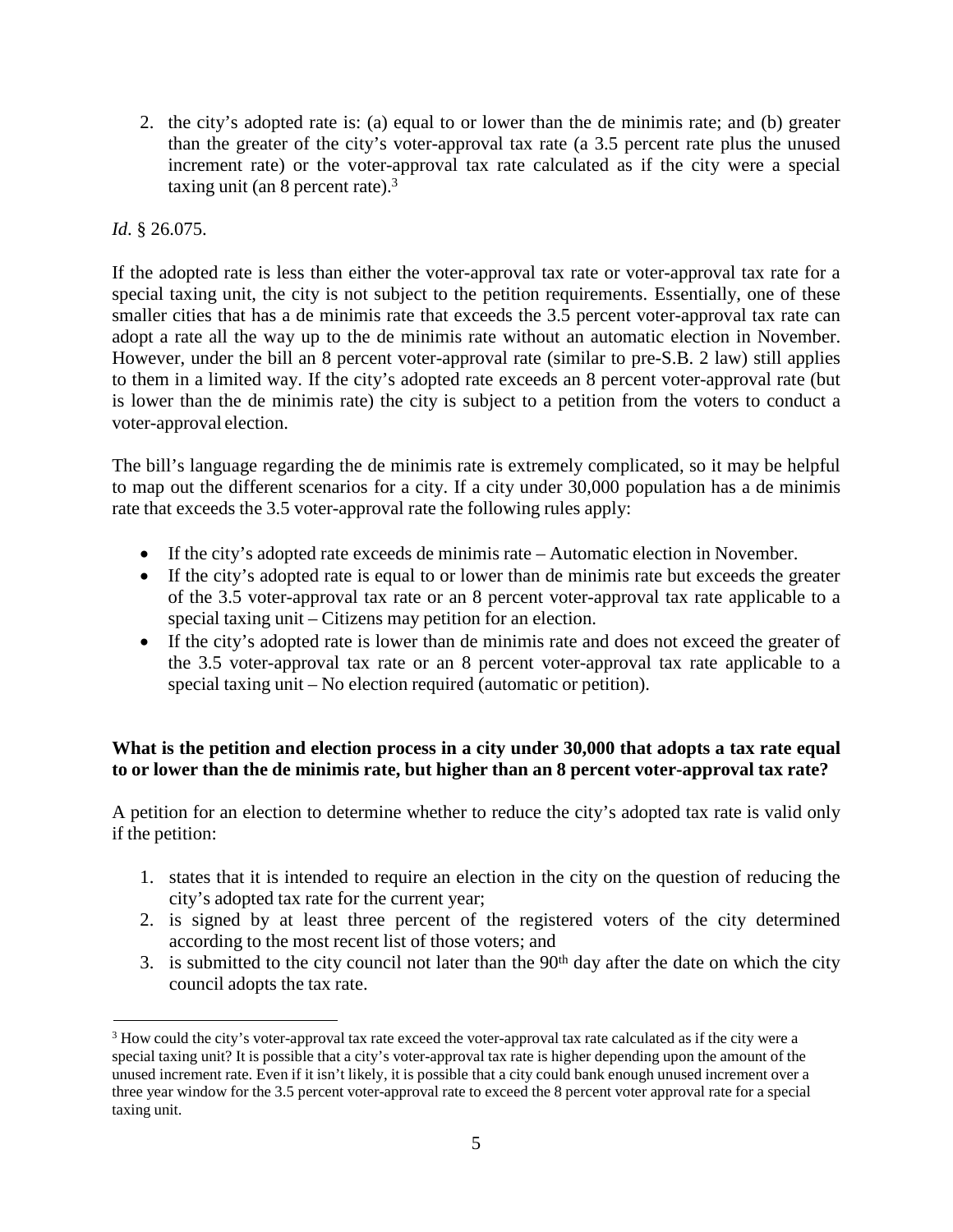2. the city's adopted rate is: (a) equal to or lower than the de minimis rate; and (b) greater than the greater of the city's voter-approval tax rate (a 3.5 percent rate plus the unused increment rate) or the voter-approval tax rate calculated as if the city were a special taxing unit (an 8 percent rate).[3]

*Id.* § 26.075.

If the adopted rate is less than either the voter-approval tax rate or voter-approval tax rate for a special taxing unit, the city is not subject to the petition requirements. Essentially, one of these smaller cities that has a de minimis rate that exceeds the 3.5 percent voter-approval tax rate can adopt a rate all the way up to the de minimis rate without an automatic election in November. However, under the bill an 8 percent voter-approval rate (similar to pre-S.B. 2 law) still applies to them in a limited way. If the city's adopted rate exceeds an 8 percent voter-approval rate (but is lower than the de minimis rate) the city is subject to a petition from the voters to conduct a voter-approval election.

The bill's language regarding the de minimis rate is extremely complicated, so it may be helpful to map out the different scenarios for a city. If a city under 30,000 population has a de minimis rate that exceeds the 3.5 voter-approval rate the following rules apply:

- If the city's adopted rate exceeds de minimis rate – Automatic election in November.
- If the city's adopted rate is equal to or lower than de minimis rate but exceeds the greater of the 3.5 voter-approval tax rate or an 8 percent voter-approval tax rate applicable to a special taxing unit – Citizens may petition for an election.
- If the city's adopted rate is lower than de minimis rate and does not exceed the greater of the 3.5 voter-approval tax rate or an 8 percent voter-approval tax rate applicable to a special taxing unit – No election required (automatic or petition).

**What is the petition and election process in a city under 30,000 that adopts a tax rate equal to or lower than the de minimis rate, but higher than an 8 percent voter-approval tax rate?**

A petition for an election to determine whether to reduce the city's adopted tax rate is valid only if the petition:

1. states that it is intended to require an election in the city on the question of reducing the city's adopted tax rate for the current year;
2. is signed by at least three percent of the registered voters of the city determined according to the most recent list of those voters; and
3. is submitted to the city council not later than the 90th day after the date on which the city council adopts the tax rate.

[3] How could the city's voter-approval tax rate exceed the voter-approval tax rate calculated as if the city were a special taxing unit? It is possible that a city's voter-approval tax rate is higher depending upon the amount of the unused increment rate. Even if it isn't likely, it is possible that a city could bank enough unused increment over a three year window for the 3.5 percent voter-approval rate to exceed the 8 percent voter approval rate for a special taxing unit.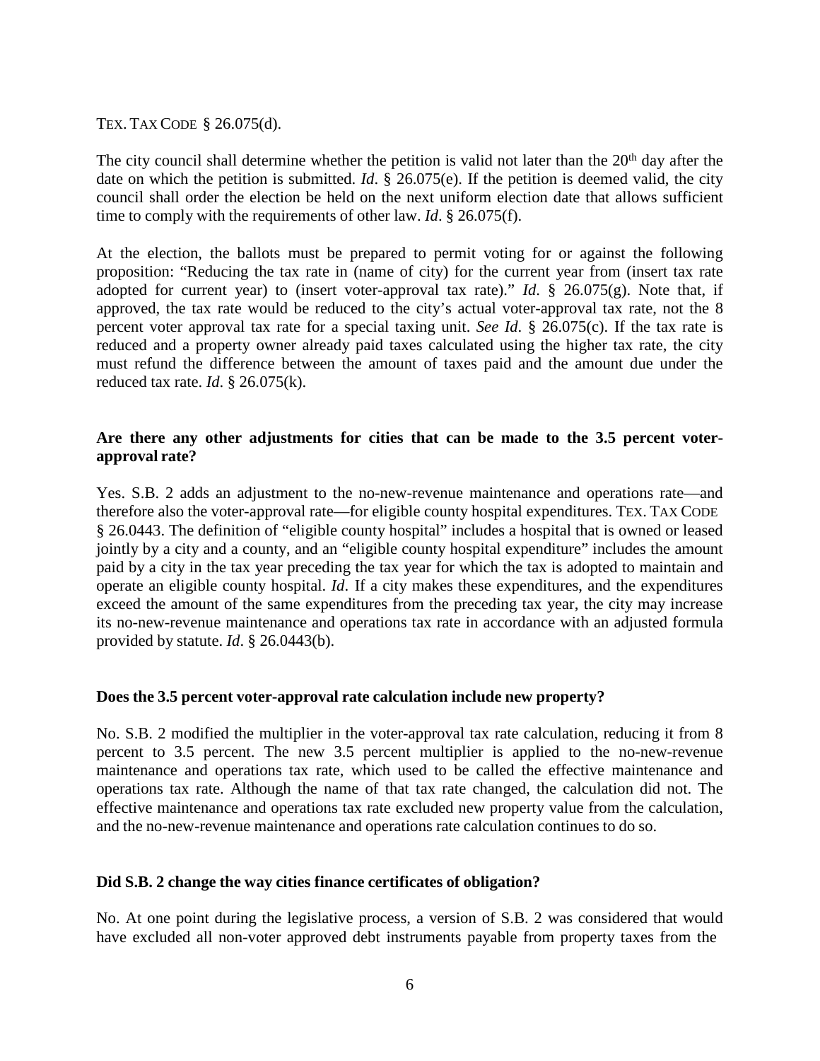TEX. TAX CODE § 26.075(d).

The city council shall determine whether the petition is valid not later than the 20th day after the date on which the petition is submitted. *Id*. § 26.075(e). If the petition is deemed valid, the city council shall order the election be held on the next uniform election date that allows sufficient time to comply with the requirements of other law. *Id*. § 26.075(f).

At the election, the ballots must be prepared to permit voting for or against the following proposition: "Reducing the tax rate in (name of city) for the current year from (insert tax rate adopted for current year) to (insert voter-approval tax rate)." *Id*. § 26.075(g). Note that, if approved, the tax rate would be reduced to the city's actual voter-approval tax rate, not the 8 percent voter approval tax rate for a special taxing unit. *See Id*. § 26.075(c). If the tax rate is reduced and a property owner already paid taxes calculated using the higher tax rate, the city must refund the difference between the amount of taxes paid and the amount due under the reduced tax rate. *Id*. § 26.075(k).

**Are there any other adjustments for cities that can be made to the 3.5 percent voter-approval rate?**

Yes. S.B. 2 adds an adjustment to the no-new-revenue maintenance and operations rate—and therefore also the voter-approval rate—for eligible county hospital expenditures. TEX. TAX CODE § 26.0443. The definition of "eligible county hospital" includes a hospital that is owned or leased jointly by a city and a county, and an "eligible county hospital expenditure" includes the amount paid by a city in the tax year preceding the tax year for which the tax is adopted to maintain and operate an eligible county hospital. *Id*. If a city makes these expenditures, and the expenditures exceed the amount of the same expenditures from the preceding tax year, the city may increase its no-new-revenue maintenance and operations tax rate in accordance with an adjusted formula provided by statute. *Id*. § 26.0443(b).

**Does the 3.5 percent voter-approval rate calculation include new property?**

No. S.B. 2 modified the multiplier in the voter-approval tax rate calculation, reducing it from 8 percent to 3.5 percent. The new 3.5 percent multiplier is applied to the no-new-revenue maintenance and operations tax rate, which used to be called the effective maintenance and operations tax rate. Although the name of that tax rate changed, the calculation did not. The effective maintenance and operations tax rate excluded new property value from the calculation, and the no-new-revenue maintenance and operations rate calculation continues to do so.

**Did S.B. 2 change the way cities finance certificates of obligation?**

No. At one point during the legislative process, a version of S.B. 2 was considered that would have excluded all non-voter approved debt instruments payable from property taxes from the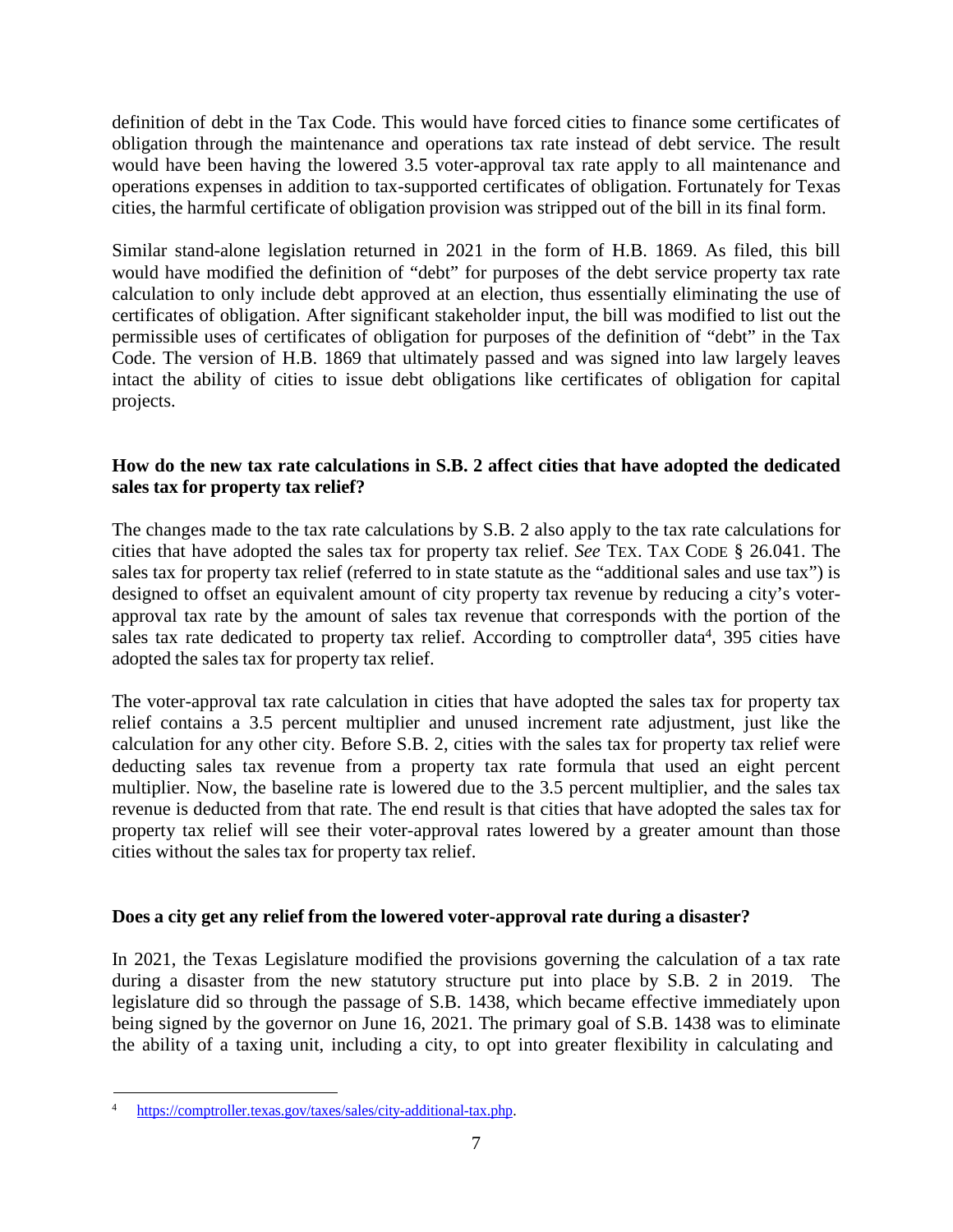definition of debt in the Tax Code. This would have forced cities to finance some certificates of obligation through the maintenance and operations tax rate instead of debt service. The result would have been having the lowered 3.5 voter-approval tax rate apply to all maintenance and operations expenses in addition to tax-supported certificates of obligation. Fortunately for Texas cities, the harmful certificate of obligation provision was stripped out of the bill in its final form.

Similar stand-alone legislation returned in 2021 in the form of H.B. 1869. As filed, this bill would have modified the definition of "debt" for purposes of the debt service property tax rate calculation to only include debt approved at an election, thus essentially eliminating the use of certificates of obligation. After significant stakeholder input, the bill was modified to list out the permissible uses of certificates of obligation for purposes of the definition of "debt" in the Tax Code. The version of H.B. 1869 that ultimately passed and was signed into law largely leaves intact the ability of cities to issue debt obligations like certificates of obligation for capital projects.

**How do the new tax rate calculations in S.B. 2 affect cities that have adopted the dedicated sales tax for property tax relief?**

The changes made to the tax rate calculations by S.B. 2 also apply to the tax rate calculations for cities that have adopted the sales tax for property tax relief. *See* TEX. TAX CODE § 26.041. The sales tax for property tax relief (referred to in state statute as the "additional sales and use tax") is designed to offset an equivalent amount of city property tax revenue by reducing a city's voter-approval tax rate by the amount of sales tax revenue that corresponds with the portion of the sales tax rate dedicated to property tax relief. According to comptroller data[4], 395 cities have adopted the sales tax for property tax relief.

The voter-approval tax rate calculation in cities that have adopted the sales tax for property tax relief contains a 3.5 percent multiplier and unused increment rate adjustment, just like the calculation for any other city. Before S.B. 2, cities with the sales tax for property tax relief were deducting sales tax revenue from a property tax rate formula that used an eight percent multiplier. Now, the baseline rate is lowered due to the 3.5 percent multiplier, and the sales tax revenue is deducted from that rate. The end result is that cities that have adopted the sales tax for property tax relief will see their voter-approval rates lowered by a greater amount than those cities without the sales tax for property tax relief.

**Does a city get any relief from the lowered voter-approval rate during a disaster?**

In 2021, the Texas Legislature modified the provisions governing the calculation of a tax rate during a disaster from the new statutory structure put into place by S.B. 2 in 2019. The legislature did so through the passage of S.B. 1438, which became effective immediately upon being signed by the governor on June 16, 2021. The primary goal of S.B. 1438 was to eliminate the ability of a taxing unit, including a city, to opt into greater flexibility in calculating and

---

[4] https://comptroller.texas.gov/taxes/sales/city-additional-tax.php.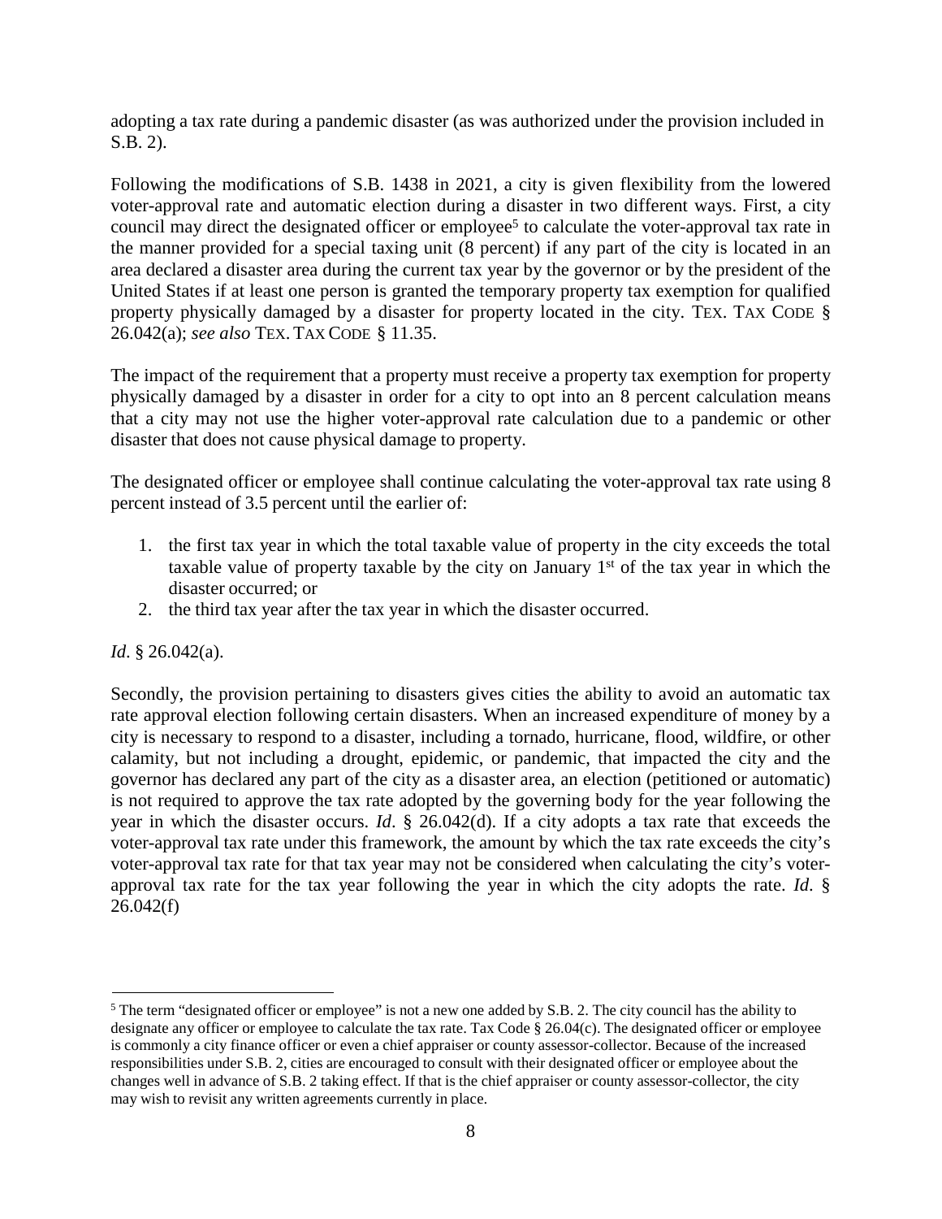adopting a tax rate during a pandemic disaster (as was authorized under the provision included in S.B. 2).

Following the modifications of S.B. 1438 in 2021, a city is given flexibility from the lowered voter-approval rate and automatic election during a disaster in two different ways. First, a city council may direct the designated officer or employee[5] to calculate the voter-approval tax rate in the manner provided for a special taxing unit (8 percent) if any part of the city is located in an area declared a disaster area during the current tax year by the governor or by the president of the United States if at least one person is granted the temporary property tax exemption for qualified property physically damaged by a disaster for property located in the city. TEX. TAX CODE § 26.042(a); *see also* TEX. TAX CODE § 11.35.

The impact of the requirement that a property must receive a property tax exemption for property physically damaged by a disaster in order for a city to opt into an 8 percent calculation means that a city may not use the higher voter-approval rate calculation due to a pandemic or other disaster that does not cause physical damage to property.

The designated officer or employee shall continue calculating the voter-approval tax rate using 8 percent instead of 3.5 percent until the earlier of:

1. the first tax year in which the total taxable value of property in the city exceeds the total taxable value of property taxable by the city on January 1st of the tax year in which the disaster occurred; or
2. the third tax year after the tax year in which the disaster occurred.

*Id.* § 26.042(a).

Secondly, the provision pertaining to disasters gives cities the ability to avoid an automatic tax rate approval election following certain disasters. When an increased expenditure of money by a city is necessary to respond to a disaster, including a tornado, hurricane, flood, wildfire, or other calamity, but not including a drought, epidemic, or pandemic, that impacted the city and the governor has declared any part of the city as a disaster area, an election (petitioned or automatic) is not required to approve the tax rate adopted by the governing body for the year following the year in which the disaster occurs. *Id*. § 26.042(d). If a city adopts a tax rate that exceeds the voter-approval tax rate under this framework, the amount by which the tax rate exceeds the city's voter-approval tax rate for that tax year may not be considered when calculating the city's voter-approval tax rate for the tax year following the year in which the city adopts the rate. *Id*. § 26.042(f)

---

[5] The term "designated officer or employee" is not a new one added by S.B. 2. The city council has the ability to designate any officer or employee to calculate the tax rate. Tax Code § 26.04(c). The designated officer or employee is commonly a city finance officer or even a chief appraiser or county assessor-collector. Because of the increased responsibilities under S.B. 2, cities are encouraged to consult with their designated officer or employee about the changes well in advance of S.B. 2 taking effect. If that is the chief appraiser or county assessor-collector, the city may wish to revisit any written agreements currently in place.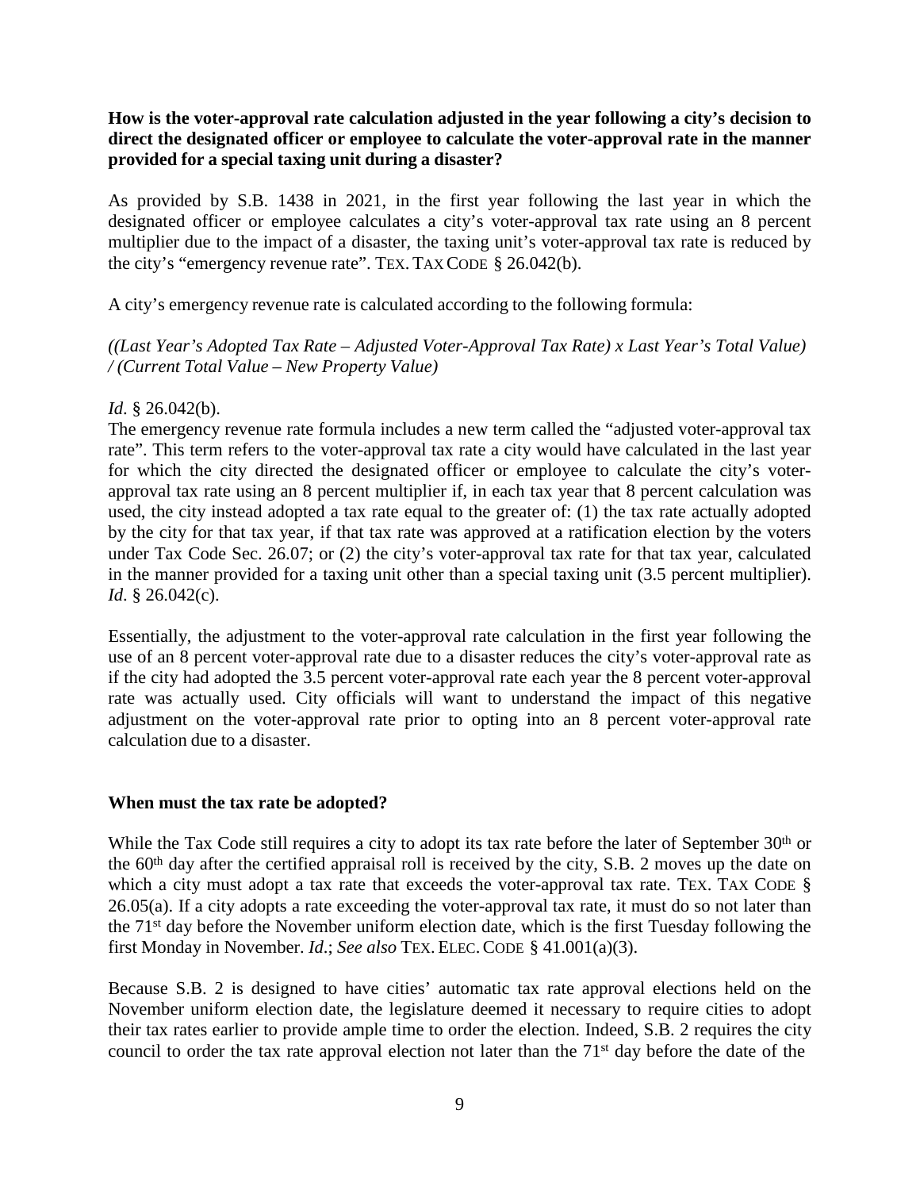**How is the voter-approval rate calculation adjusted in the year following a city's decision to direct the designated officer or employee to calculate the voter-approval rate in the manner provided for a special taxing unit during a disaster?**

As provided by S.B. 1438 in 2021, in the first year following the last year in which the designated officer or employee calculates a city's voter-approval tax rate using an 8 percent multiplier due to the impact of a disaster, the taxing unit's voter-approval tax rate is reduced by the city's "emergency revenue rate". TEX. TAX CODE § 26.042(b).

A city's emergency revenue rate is calculated according to the following formula:

*((Last Year's Adopted Tax Rate – Adjusted Voter-Approval Tax Rate) x Last Year's Total Value) / (Current Total Value – New Property Value)*

*Id*. § 26.042(b).

The emergency revenue rate formula includes a new term called the "adjusted voter-approval tax rate". This term refers to the voter-approval tax rate a city would have calculated in the last year for which the city directed the designated officer or employee to calculate the city's voter-approval tax rate using an 8 percent multiplier if, in each tax year that 8 percent calculation was used, the city instead adopted a tax rate equal to the greater of: (1) the tax rate actually adopted by the city for that tax year, if that tax rate was approved at a ratification election by the voters under Tax Code Sec. 26.07; or (2) the city's voter-approval tax rate for that tax year, calculated in the manner provided for a taxing unit other than a special taxing unit (3.5 percent multiplier). *Id*. § 26.042(c).

Essentially, the adjustment to the voter-approval rate calculation in the first year following the use of an 8 percent voter-approval rate due to a disaster reduces the city's voter-approval rate as if the city had adopted the 3.5 percent voter-approval rate each year the 8 percent voter-approval rate was actually used. City officials will want to understand the impact of this negative adjustment on the voter-approval rate prior to opting into an 8 percent voter-approval rate calculation due to a disaster.

**When must the tax rate be adopted?**

While the Tax Code still requires a city to adopt its tax rate before the later of September 30th or the 60th day after the certified appraisal roll is received by the city, S.B. 2 moves up the date on which a city must adopt a tax rate that exceeds the voter-approval tax rate. TEX. TAX CODE § 26.05(a). If a city adopts a rate exceeding the voter-approval tax rate, it must do so not later than the 71st day before the November uniform election date, which is the first Tuesday following the first Monday in November. *Id*.; *See also* TEX. ELEC. CODE § 41.001(a)(3).

Because S.B. 2 is designed to have cities' automatic tax rate approval elections held on the November uniform election date, the legislature deemed it necessary to require cities to adopt their tax rates earlier to provide ample time to order the election. Indeed, S.B. 2 requires the city council to order the tax rate approval election not later than the 71st day before the date of the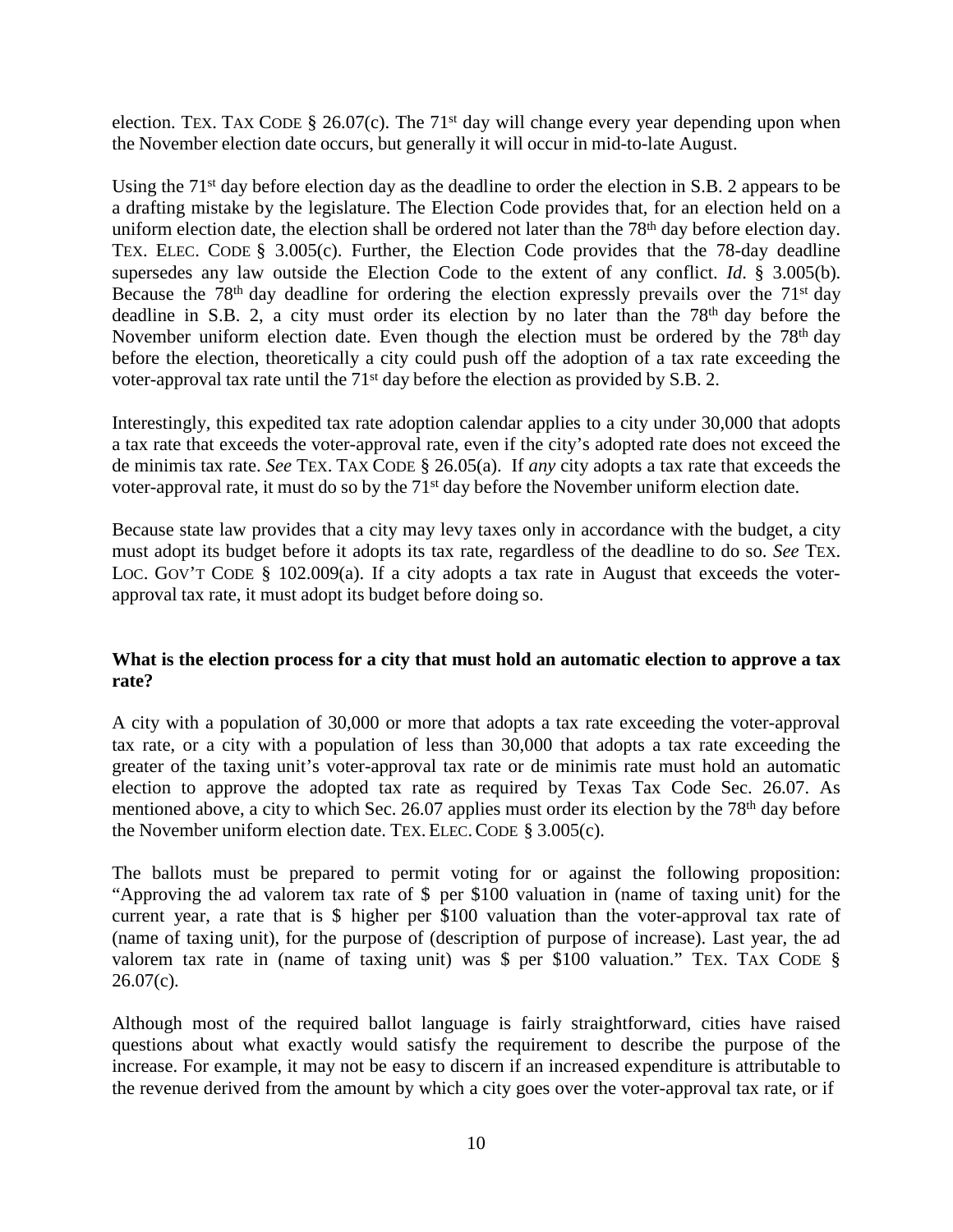election. TEX. TAX CODE § 26.07(c). The 71st day will change every year depending upon when the November election date occurs, but generally it will occur in mid-to-late August.

Using the 71st day before election day as the deadline to order the election in S.B. 2 appears to be a drafting mistake by the legislature. The Election Code provides that, for an election held on a uniform election date, the election shall be ordered not later than the 78th day before election day. TEX. ELEC. CODE § 3.005(c). Further, the Election Code provides that the 78-day deadline supersedes any law outside the Election Code to the extent of any conflict. *Id*. § 3.005(b). Because the 78th day deadline for ordering the election expressly prevails over the 71st day deadline in S.B. 2, a city must order its election by no later than the 78th day before the November uniform election date. Even though the election must be ordered by the 78th day before the election, theoretically a city could push off the adoption of a tax rate exceeding the voter-approval tax rate until the 71st day before the election as provided by S.B. 2.

Interestingly, this expedited tax rate adoption calendar applies to a city under 30,000 that adopts a tax rate that exceeds the voter-approval rate, even if the city's adopted rate does not exceed the de minimis tax rate. *See* TEX. TAX CODE § 26.05(a). If *any* city adopts a tax rate that exceeds the voter-approval rate, it must do so by the 71st day before the November uniform election date.

Because state law provides that a city may levy taxes only in accordance with the budget, a city must adopt its budget before it adopts its tax rate, regardless of the deadline to do so. *See* TEX. LOC. GOV'T CODE § 102.009(a). If a city adopts a tax rate in August that exceeds the voter-approval tax rate, it must adopt its budget before doing so.

**What is the election process for a city that must hold an automatic election to approve a tax rate?**

A city with a population of 30,000 or more that adopts a tax rate exceeding the voter-approval tax rate, or a city with a population of less than 30,000 that adopts a tax rate exceeding the greater of the taxing unit's voter-approval tax rate or de minimis rate must hold an automatic election to approve the adopted tax rate as required by Texas Tax Code Sec. 26.07. As mentioned above, a city to which Sec. 26.07 applies must order its election by the 78th day before the November uniform election date. TEX. ELEC. CODE § 3.005(c).

The ballots must be prepared to permit voting for or against the following proposition: "Approving the ad valorem tax rate of $ per $100 valuation in (name of taxing unit) for the current year, a rate that is $ higher per $100 valuation than the voter-approval tax rate of (name of taxing unit), for the purpose of (description of purpose of increase). Last year, the ad valorem tax rate in (name of taxing unit) was $ per $100 valuation." TEX. TAX CODE § 26.07(c).

Although most of the required ballot language is fairly straightforward, cities have raised questions about what exactly would satisfy the requirement to describe the purpose of the increase. For example, it may not be easy to discern if an increased expenditure is attributable to the revenue derived from the amount by which a city goes over the voter-approval tax rate, or if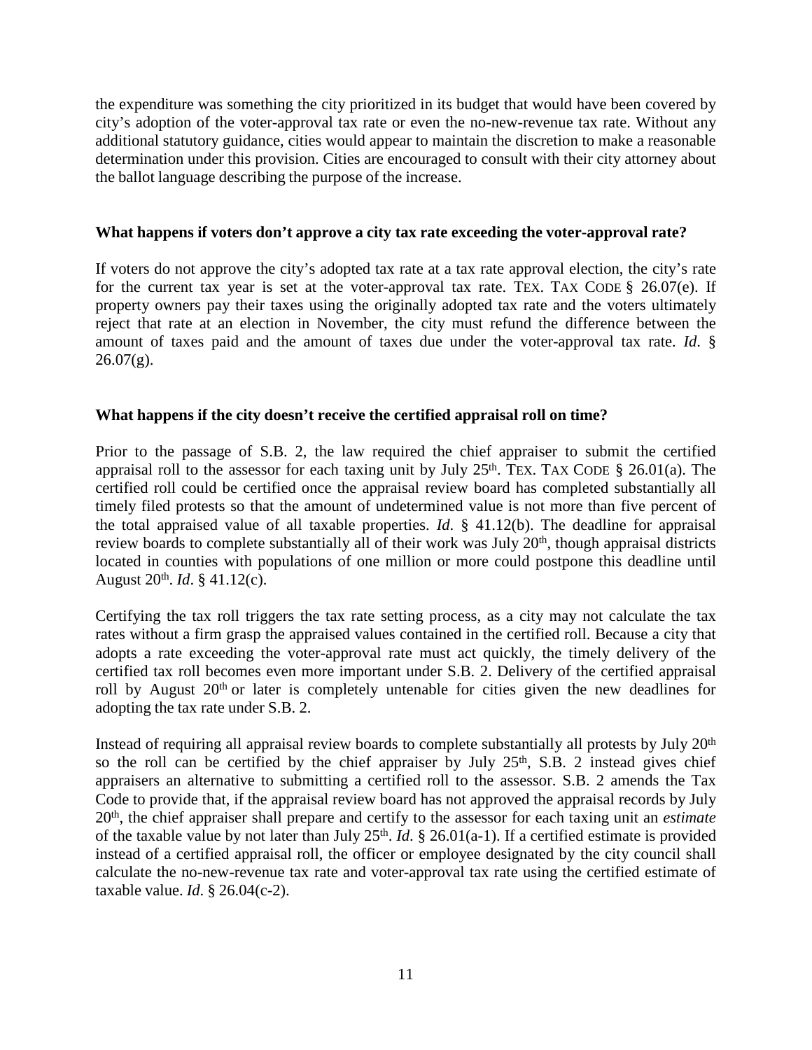the expenditure was something the city prioritized in its budget that would have been covered by city's adoption of the voter-approval tax rate or even the no-new-revenue tax rate. Without any additional statutory guidance, cities would appear to maintain the discretion to make a reasonable determination under this provision. Cities are encouraged to consult with their city attorney about the ballot language describing the purpose of the increase.

**What happens if voters don't approve a city tax rate exceeding the voter-approval rate?**

If voters do not approve the city's adopted tax rate at a tax rate approval election, the city's rate for the current tax year is set at the voter-approval tax rate. TEX. TAX CODE § 26.07(e). If property owners pay their taxes using the originally adopted tax rate and the voters ultimately reject that rate at an election in November, the city must refund the difference between the amount of taxes paid and the amount of taxes due under the voter-approval tax rate. *Id*. § 26.07(g).

**What happens if the city doesn't receive the certified appraisal roll on time?**

Prior to the passage of S.B. 2, the law required the chief appraiser to submit the certified appraisal roll to the assessor for each taxing unit by July 25th. TEX. TAX CODE § 26.01(a). The certified roll could be certified once the appraisal review board has completed substantially all timely filed protests so that the amount of undetermined value is not more than five percent of the total appraised value of all taxable properties. *Id*. § 41.12(b). The deadline for appraisal review boards to complete substantially all of their work was July 20th, though appraisal districts located in counties with populations of one million or more could postpone this deadline until August 20th. *Id*. § 41.12(c).

Certifying the tax roll triggers the tax rate setting process, as a city may not calculate the tax rates without a firm grasp the appraised values contained in the certified roll. Because a city that adopts a rate exceeding the voter-approval rate must act quickly, the timely delivery of the certified tax roll becomes even more important under S.B. 2. Delivery of the certified appraisal roll by August 20th or later is completely untenable for cities given the new deadlines for adopting the tax rate under S.B. 2.

Instead of requiring all appraisal review boards to complete substantially all protests by July 20th so the roll can be certified by the chief appraiser by July 25th, S.B. 2 instead gives chief appraisers an alternative to submitting a certified roll to the assessor. S.B. 2 amends the Tax Code to provide that, if the appraisal review board has not approved the appraisal records by July 20th, the chief appraiser shall prepare and certify to the assessor for each taxing unit an *estimate* of the taxable value by not later than July 25th. *Id*. § 26.01(a-1). If a certified estimate is provided instead of a certified appraisal roll, the officer or employee designated by the city council shall calculate the no-new-revenue tax rate and voter-approval tax rate using the certified estimate of taxable value. *Id*. § 26.04(c-2).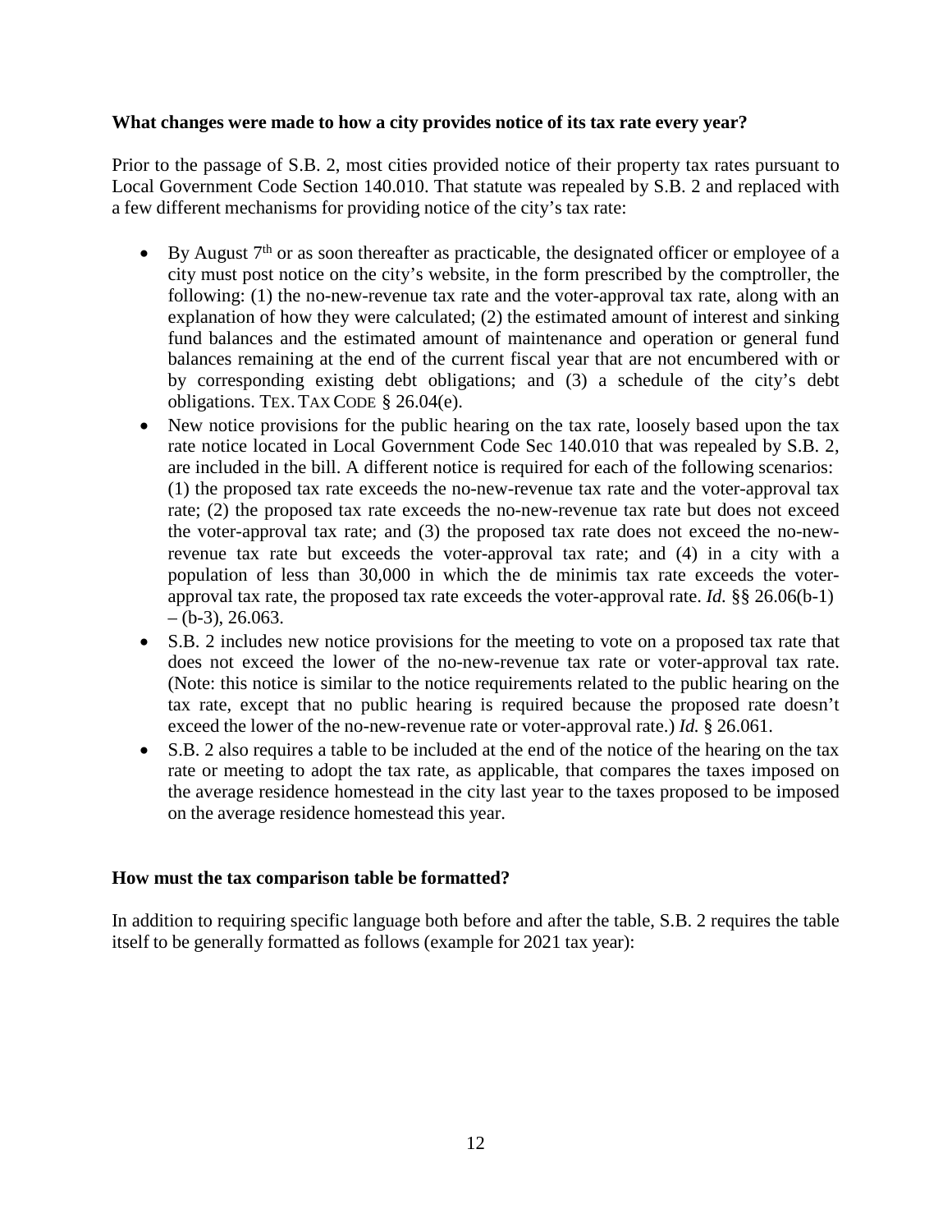**What changes were made to how a city provides notice of its tax rate every year?**

Prior to the passage of S.B. 2, most cities provided notice of their property tax rates pursuant to Local Government Code Section 140.010. That statute was repealed by S.B. 2 and replaced with a few different mechanisms for providing notice of the city's tax rate:

- By August 7th or as soon thereafter as practicable, the designated officer or employee of a city must post notice on the city's website, in the form prescribed by the comptroller, the following: (1) the no-new-revenue tax rate and the voter-approval tax rate, along with an explanation of how they were calculated; (2) the estimated amount of interest and sinking fund balances and the estimated amount of maintenance and operation or general fund balances remaining at the end of the current fiscal year that are not encumbered with or by corresponding existing debt obligations; and (3) a schedule of the city's debt obligations. TEX. TAX CODE § 26.04(e).
- New notice provisions for the public hearing on the tax rate, loosely based upon the tax rate notice located in Local Government Code Sec 140.010 that was repealed by S.B. 2, are included in the bill. A different notice is required for each of the following scenarios: (1) the proposed tax rate exceeds the no-new-revenue tax rate and the voter-approval tax rate; (2) the proposed tax rate exceeds the no-new-revenue tax rate but does not exceed the voter-approval tax rate; and (3) the proposed tax rate does not exceed the no-new-revenue tax rate but exceeds the voter-approval tax rate; and (4) in a city with a population of less than 30,000 in which the de minimis tax rate exceeds the voter-approval tax rate, the proposed tax rate exceeds the voter-approval rate. *Id.* §§ 26.06(b-1) – (b-3), 26.063.
- S.B. 2 includes new notice provisions for the meeting to vote on a proposed tax rate that does not exceed the lower of the no-new-revenue tax rate or voter-approval tax rate. (Note: this notice is similar to the notice requirements related to the public hearing on the tax rate, except that no public hearing is required because the proposed rate doesn't exceed the lower of the no-new-revenue rate or voter-approval rate.) *Id.* § 26.061.
- S.B. 2 also requires a table to be included at the end of the notice of the hearing on the tax rate or meeting to adopt the tax rate, as applicable, that compares the taxes imposed on the average residence homestead in the city last year to the taxes proposed to be imposed on the average residence homestead this year.

**How must the tax comparison table be formatted?**

In addition to requiring specific language both before and after the table, S.B. 2 requires the table itself to be generally formatted as follows (example for 2021 tax year):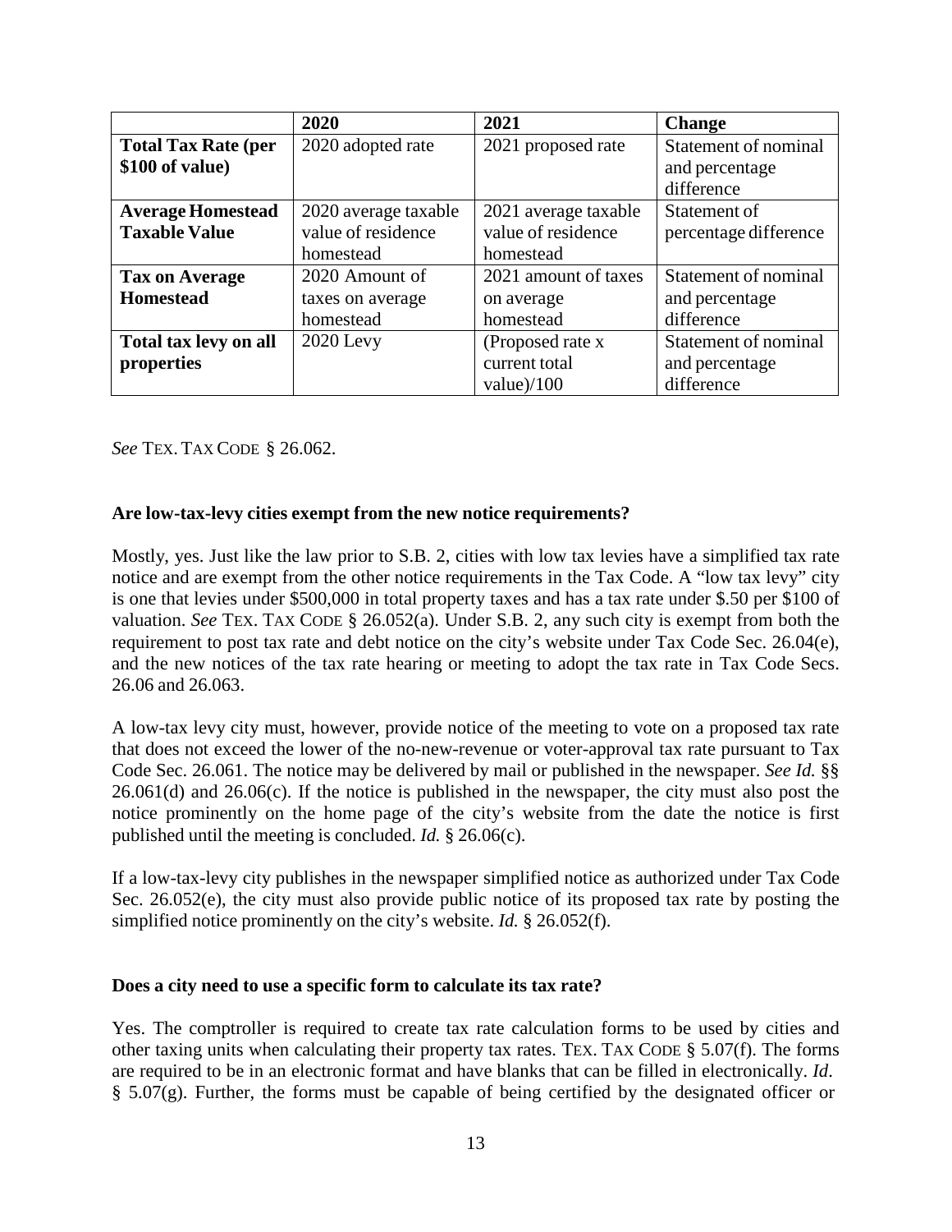| | 2020 | 2021 | Change |
|---|---|---|---|
| **Total Tax Rate (per $100 of value)** | 2020 adopted rate | 2021 proposed rate | Statement of nominal and percentage difference |
| **Average Homestead Taxable Value** | 2020 average taxable value of residence homestead | 2021 average taxable value of residence homestead | Statement of percentage difference |
| **Tax on Average Homestead** | 2020 Amount of taxes on average homestead | 2021 amount of taxes on average homestead | Statement of nominal and percentage difference |
| **Total tax levy on all properties** | 2020 Levy | (Proposed rate x current total value)/100 | Statement of nominal and percentage difference |

*See* TEX. TAX CODE § 26.062.

**Are low-tax-levy cities exempt from the new notice requirements?**

Mostly, yes. Just like the law prior to S.B. 2, cities with low tax levies have a simplified tax rate notice and are exempt from the other notice requirements in the Tax Code. A "low tax levy" city is one that levies under $500,000 in total property taxes and has a tax rate under $.50 per $100 of valuation. *See* TEX. TAX CODE § 26.052(a). Under S.B. 2, any such city is exempt from both the requirement to post tax rate and debt notice on the city's website under Tax Code Sec. 26.04(e), and the new notices of the tax rate hearing or meeting to adopt the tax rate in Tax Code Secs. 26.06 and 26.063.

A low-tax levy city must, however, provide notice of the meeting to vote on a proposed tax rate that does not exceed the lower of the no-new-revenue or voter-approval tax rate pursuant to Tax Code Sec. 26.061. The notice may be delivered by mail or published in the newspaper. *See Id.* §§ 26.061(d) and 26.06(c). If the notice is published in the newspaper, the city must also post the notice prominently on the home page of the city's website from the date the notice is first published until the meeting is concluded. *Id.* § 26.06(c).

If a low-tax-levy city publishes in the newspaper simplified notice as authorized under Tax Code Sec. 26.052(e), the city must also provide public notice of its proposed tax rate by posting the simplified notice prominently on the city's website. *Id.* § 26.052(f).

**Does a city need to use a specific form to calculate its tax rate?**

Yes. The comptroller is required to create tax rate calculation forms to be used by cities and other taxing units when calculating their property tax rates. TEX. TAX CODE § 5.07(f). The forms are required to be in an electronic format and have blanks that can be filled in electronically. *Id*. § 5.07(g). Further, the forms must be capable of being certified by the designated officer or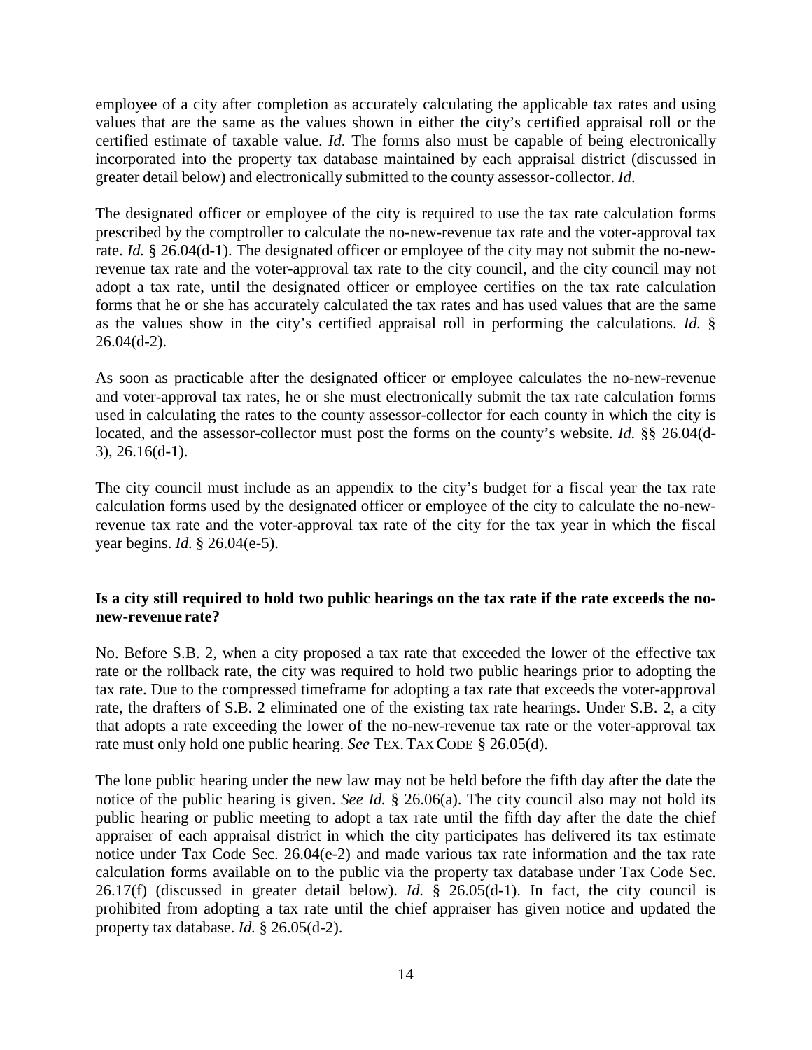employee of a city after completion as accurately calculating the applicable tax rates and using values that are the same as the values shown in either the city's certified appraisal roll or the certified estimate of taxable value. *Id.* The forms also must be capable of being electronically incorporated into the property tax database maintained by each appraisal district (discussed in greater detail below) and electronically submitted to the county assessor-collector. *Id*.

The designated officer or employee of the city is required to use the tax rate calculation forms prescribed by the comptroller to calculate the no-new-revenue tax rate and the voter-approval tax rate. *Id.* § 26.04(d-1). The designated officer or employee of the city may not submit the no-new-revenue tax rate and the voter-approval tax rate to the city council, and the city council may not adopt a tax rate, until the designated officer or employee certifies on the tax rate calculation forms that he or she has accurately calculated the tax rates and has used values that are the same as the values show in the city's certified appraisal roll in performing the calculations. *Id.* § 26.04(d-2).

As soon as practicable after the designated officer or employee calculates the no-new-revenue and voter-approval tax rates, he or she must electronically submit the tax rate calculation forms used in calculating the rates to the county assessor-collector for each county in which the city is located, and the assessor-collector must post the forms on the county's website. *Id.* §§ 26.04(d-3), 26.16(d-1).

The city council must include as an appendix to the city's budget for a fiscal year the tax rate calculation forms used by the designated officer or employee of the city to calculate the no-new-revenue tax rate and the voter-approval tax rate of the city for the tax year in which the fiscal year begins. *Id.* § 26.04(e-5).

**Is a city still required to hold two public hearings on the tax rate if the rate exceeds the no-new-revenue rate?**

No. Before S.B. 2, when a city proposed a tax rate that exceeded the lower of the effective tax rate or the rollback rate, the city was required to hold two public hearings prior to adopting the tax rate. Due to the compressed timeframe for adopting a tax rate that exceeds the voter-approval rate, the drafters of S.B. 2 eliminated one of the existing tax rate hearings. Under S.B. 2, a city that adopts a rate exceeding the lower of the no-new-revenue tax rate or the voter-approval tax rate must only hold one public hearing. *See* TEX. TAX CODE § 26.05(d).

The lone public hearing under the new law may not be held before the fifth day after the date the notice of the public hearing is given. *See Id.* § 26.06(a). The city council also may not hold its public hearing or public meeting to adopt a tax rate until the fifth day after the date the chief appraiser of each appraisal district in which the city participates has delivered its tax estimate notice under Tax Code Sec. 26.04(e-2) and made various tax rate information and the tax rate calculation forms available on to the public via the property tax database under Tax Code Sec. 26.17(f) (discussed in greater detail below). *Id.* § 26.05(d-1). In fact, the city council is prohibited from adopting a tax rate until the chief appraiser has given notice and updated the property tax database. *Id.* § 26.05(d-2).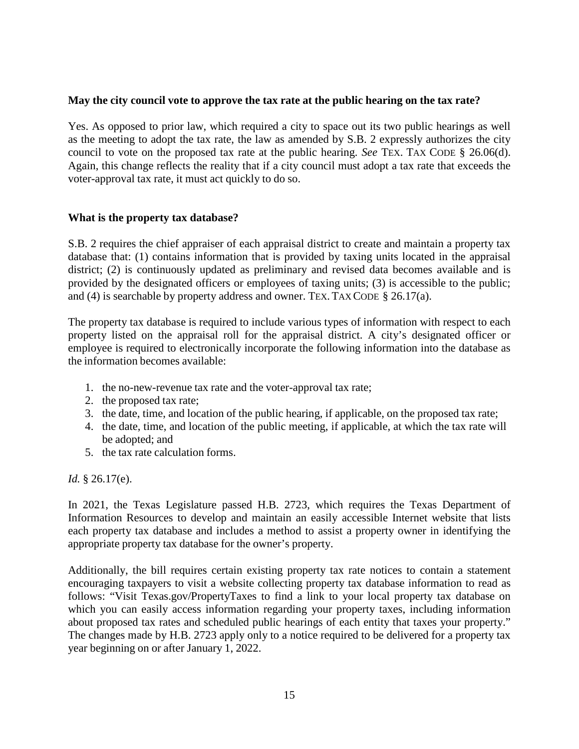**May the city council vote to approve the tax rate at the public hearing on the tax rate?**

Yes. As opposed to prior law, which required a city to space out its two public hearings as well as the meeting to adopt the tax rate, the law as amended by S.B. 2 expressly authorizes the city council to vote on the proposed tax rate at the public hearing. *See* TEX. TAX CODE § 26.06(d). Again, this change reflects the reality that if a city council must adopt a tax rate that exceeds the voter-approval tax rate, it must act quickly to do so.

**What is the property tax database?**

S.B. 2 requires the chief appraiser of each appraisal district to create and maintain a property tax database that: (1) contains information that is provided by taxing units located in the appraisal district; (2) is continuously updated as preliminary and revised data becomes available and is provided by the designated officers or employees of taxing units; (3) is accessible to the public; and (4) is searchable by property address and owner. TEX. TAX CODE § 26.17(a).

The property tax database is required to include various types of information with respect to each property listed on the appraisal roll for the appraisal district. A city's designated officer or employee is required to electronically incorporate the following information into the database as the information becomes available:

1. the no-new-revenue tax rate and the voter-approval tax rate;
2. the proposed tax rate;
3. the date, time, and location of the public hearing, if applicable, on the proposed tax rate;
4. the date, time, and location of the public meeting, if applicable, at which the tax rate will be adopted; and
5. the tax rate calculation forms.

*Id.* § 26.17(e).

In 2021, the Texas Legislature passed H.B. 2723, which requires the Texas Department of Information Resources to develop and maintain an easily accessible Internet website that lists each property tax database and includes a method to assist a property owner in identifying the appropriate property tax database for the owner's property.

Additionally, the bill requires certain existing property tax rate notices to contain a statement encouraging taxpayers to visit a website collecting property tax database information to read as follows: "Visit Texas.gov/PropertyTaxes to find a link to your local property tax database on which you can easily access information regarding your property taxes, including information about proposed tax rates and scheduled public hearings of each entity that taxes your property." The changes made by H.B. 2723 apply only to a notice required to be delivered for a property tax year beginning on or after January 1, 2022.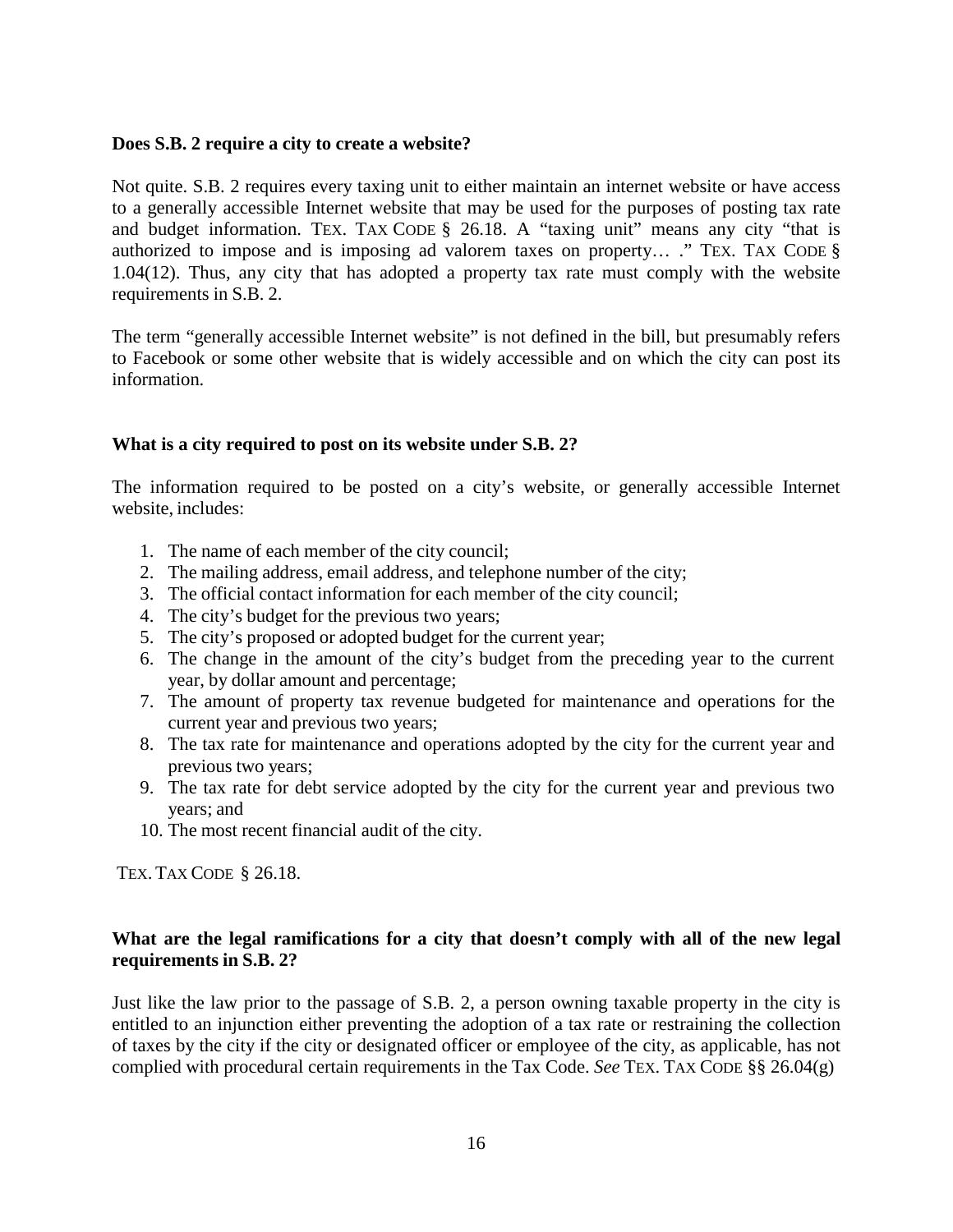**Does S.B. 2 require a city to create a website?**

Not quite. S.B. 2 requires every taxing unit to either maintain an internet website or have access to a generally accessible Internet website that may be used for the purposes of posting tax rate and budget information. TEX. TAX CODE § 26.18. A "taxing unit" means any city "that is authorized to impose and is imposing ad valorem taxes on property… ." TEX. TAX CODE § 1.04(12). Thus, any city that has adopted a property tax rate must comply with the website requirements in S.B. 2.

The term "generally accessible Internet website" is not defined in the bill, but presumably refers to Facebook or some other website that is widely accessible and on which the city can post its information.

**What is a city required to post on its website under S.B. 2?**

The information required to be posted on a city's website, or generally accessible Internet website, includes:

1. The name of each member of the city council;
2. The mailing address, email address, and telephone number of the city;
3. The official contact information for each member of the city council;
4. The city's budget for the previous two years;
5. The city's proposed or adopted budget for the current year;
6. The change in the amount of the city's budget from the preceding year to the current year, by dollar amount and percentage;
7. The amount of property tax revenue budgeted for maintenance and operations for the current year and previous two years;
8. The tax rate for maintenance and operations adopted by the city for the current year and previous two years;
9. The tax rate for debt service adopted by the city for the current year and previous two years; and
10. The most recent financial audit of the city.

TEX. TAX CODE § 26.18.

**What are the legal ramifications for a city that doesn't comply with all of the new legal requirements in S.B. 2?**

Just like the law prior to the passage of S.B. 2, a person owning taxable property in the city is entitled to an injunction either preventing the adoption of a tax rate or restraining the collection of taxes by the city if the city or designated officer or employee of the city, as applicable, has not complied with procedural certain requirements in the Tax Code. *See* TEX. TAX CODE §§ 26.04(g)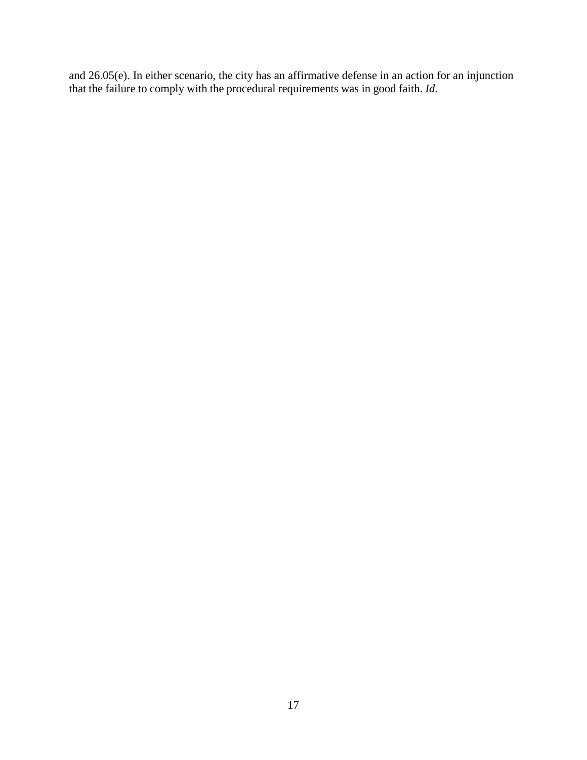and 26.05(e). In either scenario, the city has an affirmative defense in an action for an injunction that the failure to comply with the procedural requirements was in good faith. *Id*.